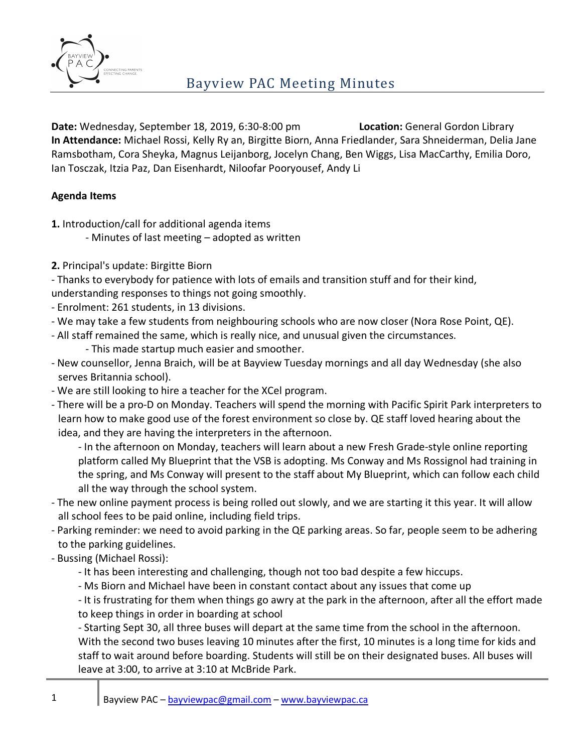# Bayview PAC Meeting Minutes

**Date:** Wednesday, September 18, 2019, 6:30-8:00 pm **Location:** General Gordon Library
**In Attendance:** Michael Rossi, Kelly Ry an, Birgitte Biorn, Anna Friedlander, Sara Shneiderman, Delia Jane Ramsbotham, Cora Sheyka, Magnus Leijanborg, Jocelyn Chang, Ben Wiggs, Lisa MacCarthy, Emilia Doro, Ian Tosczak, Itzia Paz, Dan Eisenhardt, Niloofar Pooryousef, Andy Li

**Agenda Items**

**1.** Introduction/call for additional agenda items

- Minutes of last meeting – adopted as written

**2.** Principal's update: Birgitte Biorn

- Thanks to everybody for patience with lots of emails and transition stuff and for their kind, understanding responses to things not going smoothly.
- Enrolment: 261 students, in 13 divisions.
- We may take a few students from neighbouring schools who are now closer (Nora Rose Point, QE).
- All staff remained the same, which is really nice, and unusual given the circumstances.
  - This made startup much easier and smoother.
- New counsellor, Jenna Braich, will be at Bayview Tuesday mornings and all day Wednesday (she also serves Britannia school).
- We are still looking to hire a teacher for the XCel program.
- There will be a pro-D on Monday. Teachers will spend the morning with Pacific Spirit Park interpreters to learn how to make good use of the forest environment so close by. QE staff loved hearing about the idea, and they are having the interpreters in the afternoon.
  - In the afternoon on Monday, teachers will learn about a new Fresh Grade-style online reporting platform called My Blueprint that the VSB is adopting. Ms Conway and Ms Rossignol had training in the spring, and Ms Conway will present to the staff about My Blueprint, which can follow each child all the way through the school system.
- The new online payment process is being rolled out slowly, and we are starting it this year. It will allow all school fees to be paid online, including field trips.
- Parking reminder: we need to avoid parking in the QE parking areas. So far, people seem to be adhering to the parking guidelines.
- Bussing (Michael Rossi):
  - It has been interesting and challenging, though not too bad despite a few hiccups.
  - Ms Biorn and Michael have been in constant contact about any issues that come up
  - It is frustrating for them when things go awry at the park in the afternoon, after all the effort made to keep things in order in boarding at school
  - Starting Sept 30, all three buses will depart at the same time from the school in the afternoon. With the second two buses leaving 10 minutes after the first, 10 minutes is a long time for kids and staff to wait around before boarding. Students will still be on their designated buses. All buses will leave at 3:00, to arrive at 3:10 at McBride Park.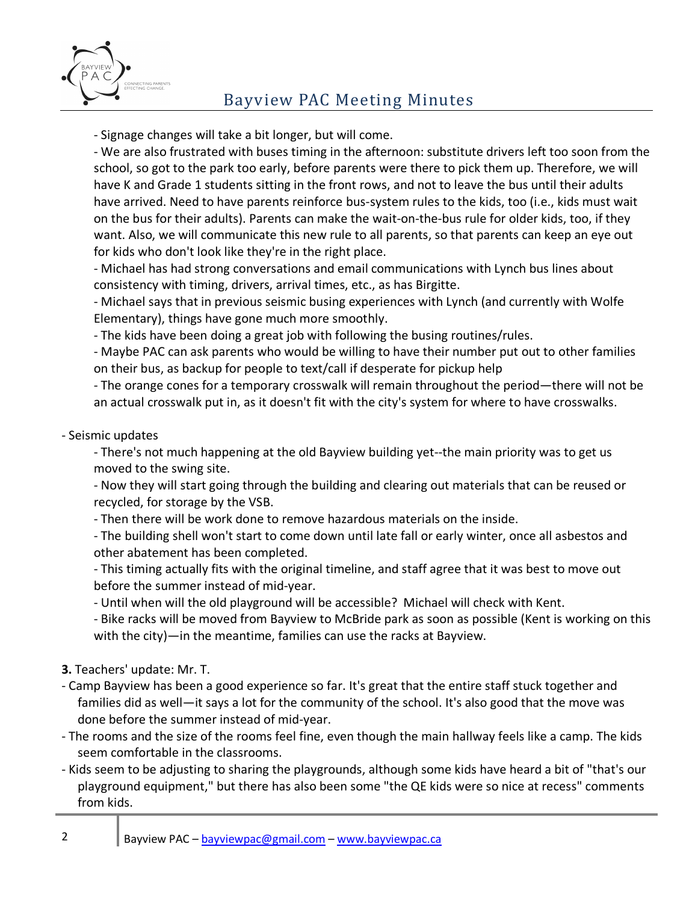- Signage changes will take a bit longer, but will come.

- We are also frustrated with buses timing in the afternoon: substitute drivers left too soon from the school, so got to the park too early, before parents were there to pick them up. Therefore, we will have K and Grade 1 students sitting in the front rows, and not to leave the bus until their adults have arrived. Need to have parents reinforce bus-system rules to the kids, too (i.e., kids must wait on the bus for their adults). Parents can make the wait-on-the-bus rule for older kids, too, if they want. Also, we will communicate this new rule to all parents, so that parents can keep an eye out for kids who don't look like they're in the right place.

- Michael has had strong conversations and email communications with Lynch bus lines about consistency with timing, drivers, arrival times, etc., as has Birgitte.

- Michael says that in previous seismic busing experiences with Lynch (and currently with Wolfe Elementary), things have gone much more smoothly.

- The kids have been doing a great job with following the busing routines/rules.

- Maybe PAC can ask parents who would be willing to have their number put out to other families on their bus, as backup for people to text/call if desperate for pickup help

- The orange cones for a temporary crosswalk will remain throughout the period—there will not be an actual crosswalk put in, as it doesn't fit with the city's system for where to have crosswalks.

- Seismic updates

    - There's not much happening at the old Bayview building yet--the main priority was to get us moved to the swing site.

    - Now they will start going through the building and clearing out materials that can be reused or recycled, for storage by the VSB.

    - Then there will be work done to remove hazardous materials on the inside.

    - The building shell won't start to come down until late fall or early winter, once all asbestos and other abatement has been completed.

    - This timing actually fits with the original timeline, and staff agree that it was best to move out before the summer instead of mid-year.

    - Until when will the old playground will be accessible? Michael will check with Kent.

    - Bike racks will be moved from Bayview to McBride park as soon as possible (Kent is working on this with the city)—in the meantime, families can use the racks at Bayview.

**3.** Teachers' update: Mr. T.

- Camp Bayview has been a good experience so far. It's great that the entire staff stuck together and families did as well—it says a lot for the community of the school. It's also good that the move was done before the summer instead of mid-year.
- The rooms and the size of the rooms feel fine, even though the main hallway feels like a camp. The kids seem comfortable in the classrooms.
- Kids seem to be adjusting to sharing the playgrounds, although some kids have heard a bit of "that's our playground equipment," but there has also been some "the QE kids were so nice at recess" comments from kids.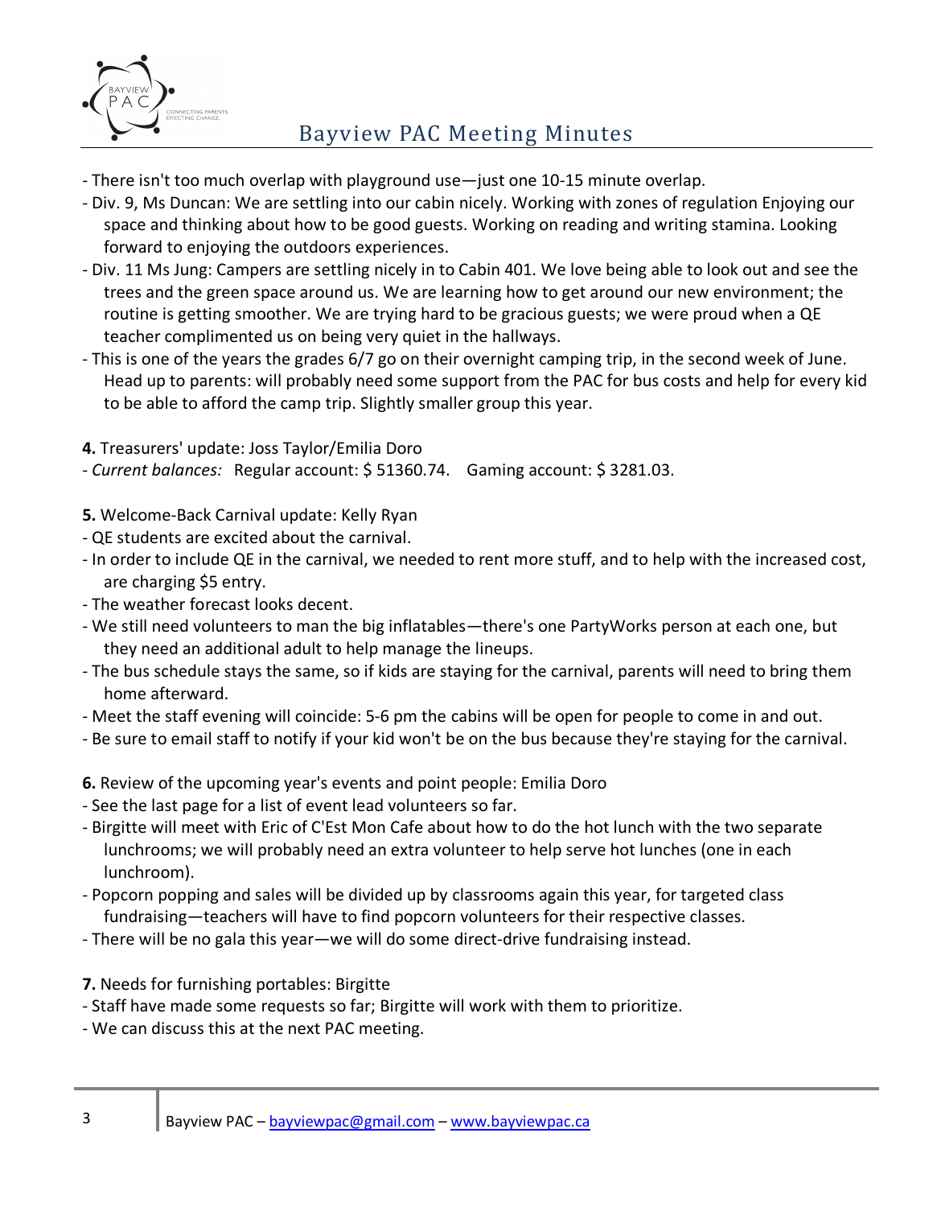- There isn't too much overlap with playground use—just one 10-15 minute overlap.
- Div. 9, Ms Duncan: We are settling into our cabin nicely. Working with zones of regulation Enjoying our space and thinking about how to be good guests. Working on reading and writing stamina. Looking forward to enjoying the outdoors experiences.
- Div. 11 Ms Jung: Campers are settling nicely in to Cabin 401. We love being able to look out and see the trees and the green space around us. We are learning how to get around our new environment; the routine is getting smoother. We are trying hard to be gracious guests; we were proud when a QE teacher complimented us on being very quiet in the hallways.
- This is one of the years the grades 6/7 go on their overnight camping trip, in the second week of June. Head up to parents: will probably need some support from the PAC for bus costs and help for every kid to be able to afford the camp trip. Slightly smaller group this year.

**4.** Treasurers' update: Joss Taylor/Emilia Doro
- *Current balances:* Regular account: $ 51360.74. Gaming account: $ 3281.03.

**5.** Welcome-Back Carnival update: Kelly Ryan
- QE students are excited about the carnival.
- In order to include QE in the carnival, we needed to rent more stuff, and to help with the increased cost, are charging $5 entry.
- The weather forecast looks decent.
- We still need volunteers to man the big inflatables—there's one PartyWorks person at each one, but they need an additional adult to help manage the lineups.
- The bus schedule stays the same, so if kids are staying for the carnival, parents will need to bring them home afterward.
- Meet the staff evening will coincide: 5-6 pm the cabins will be open for people to come in and out.
- Be sure to email staff to notify if your kid won't be on the bus because they're staying for the carnival.

**6.** Review of the upcoming year's events and point people: Emilia Doro
- See the last page for a list of event lead volunteers so far.
- Birgitte will meet with Eric of C'Est Mon Cafe about how to do the hot lunch with the two separate lunchrooms; we will probably need an extra volunteer to help serve hot lunches (one in each lunchroom).
- Popcorn popping and sales will be divided up by classrooms again this year, for targeted class fundraising—teachers will have to find popcorn volunteers for their respective classes.
- There will be no gala this year—we will do some direct-drive fundraising instead.

**7.** Needs for furnishing portables: Birgitte
- Staff have made some requests so far; Birgitte will work with them to prioritize.
- We can discuss this at the next PAC meeting.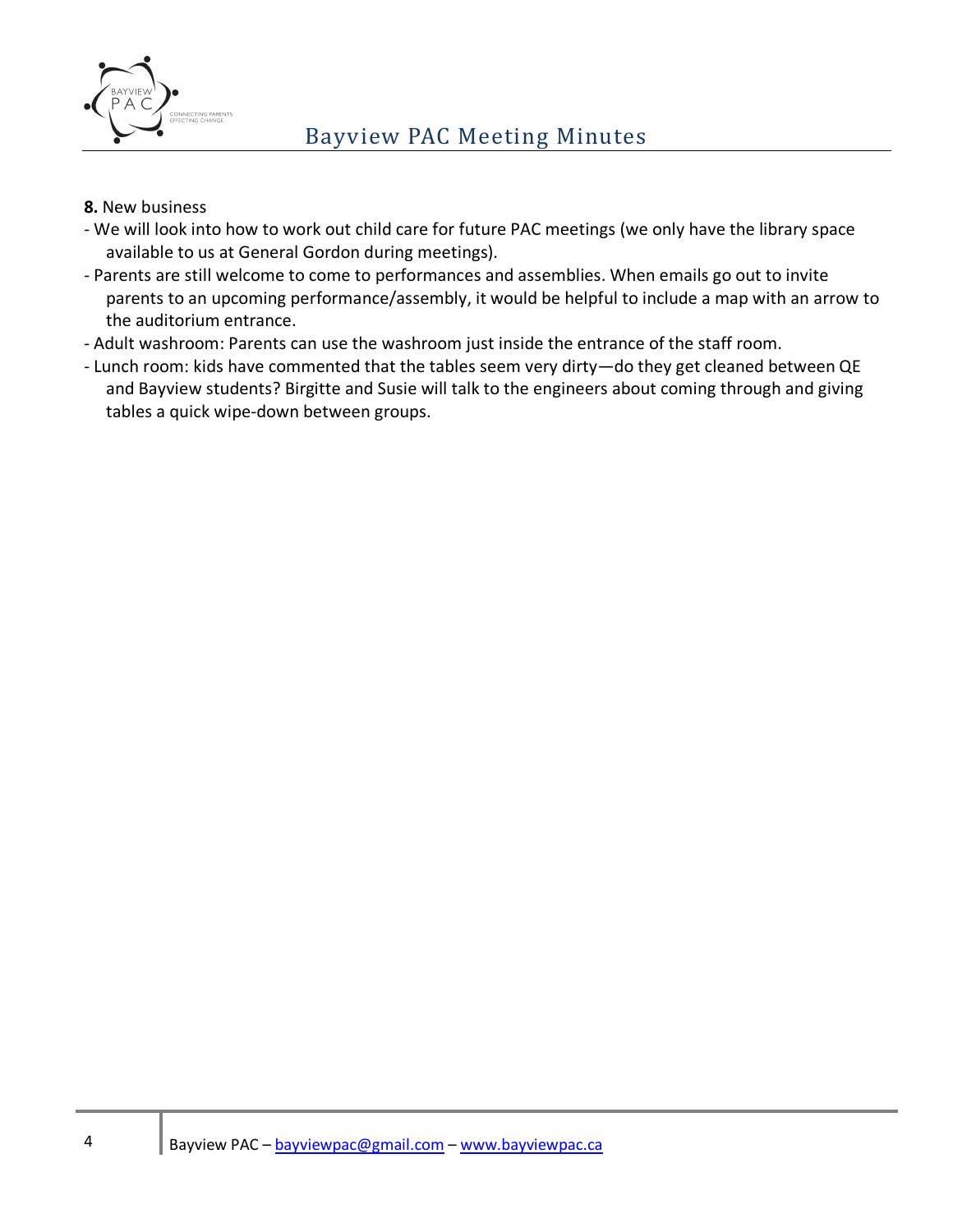**8.** New business

- We will look into how to work out child care for future PAC meetings (we only have the library space available to us at General Gordon during meetings).
- Parents are still welcome to come to performances and assemblies. When emails go out to invite parents to an upcoming performance/assembly, it would be helpful to include a map with an arrow to the auditorium entrance.
- Adult washroom: Parents can use the washroom just inside the entrance of the staff room.
- Lunch room: kids have commented that the tables seem very dirty—do they get cleaned between QE and Bayview students? Birgitte and Susie will talk to the engineers about coming through and giving tables a quick wipe-down between groups.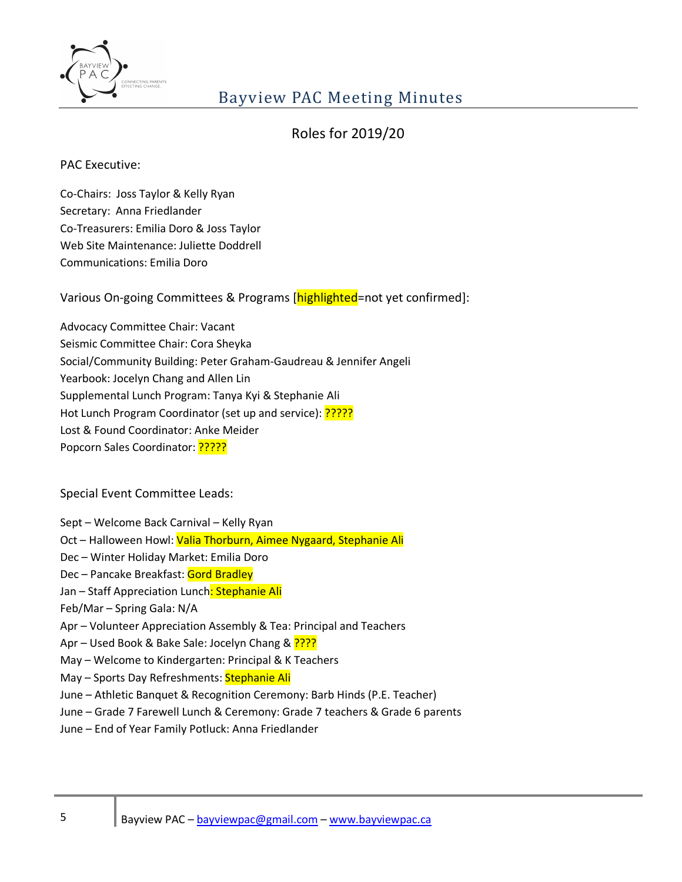## Roles for 2019/20

PAC Executive:

Co-Chairs: Joss Taylor & Kelly Ryan
Secretary: Anna Friedlander
Co-Treasurers: Emilia Doro & Joss Taylor
Web Site Maintenance: Juliette Doddrell
Communications: Emilia Doro

Various On-going Committees & Programs [highlighted=not yet confirmed]:

Advocacy Committee Chair: Vacant
Seismic Committee Chair: Cora Sheyka
Social/Community Building: Peter Graham-Gaudreau & Jennifer Angeli
Yearbook: Jocelyn Chang and Allen Lin
Supplemental Lunch Program: Tanya Kyi & Stephanie Ali
Hot Lunch Program Coordinator (set up and service): ?????
Lost & Found Coordinator: Anke Meider
Popcorn Sales Coordinator: ?????

Special Event Committee Leads:

Sept – Welcome Back Carnival – Kelly Ryan
Oct – Halloween Howl: Valia Thorburn, Aimee Nygaard, Stephanie Ali
Dec – Winter Holiday Market: Emilia Doro
Dec – Pancake Breakfast: Gord Bradley
Jan – Staff Appreciation Lunch: Stephanie Ali
Feb/Mar – Spring Gala: N/A
Apr – Volunteer Appreciation Assembly & Tea: Principal and Teachers
Apr – Used Book & Bake Sale: Jocelyn Chang & ????
May – Welcome to Kindergarten: Principal & K Teachers
May – Sports Day Refreshments: Stephanie Ali
June – Athletic Banquet & Recognition Ceremony: Barb Hinds (P.E. Teacher)
June – Grade 7 Farewell Lunch & Ceremony: Grade 7 teachers & Grade 6 parents
June – End of Year Family Potluck: Anna Friedlander